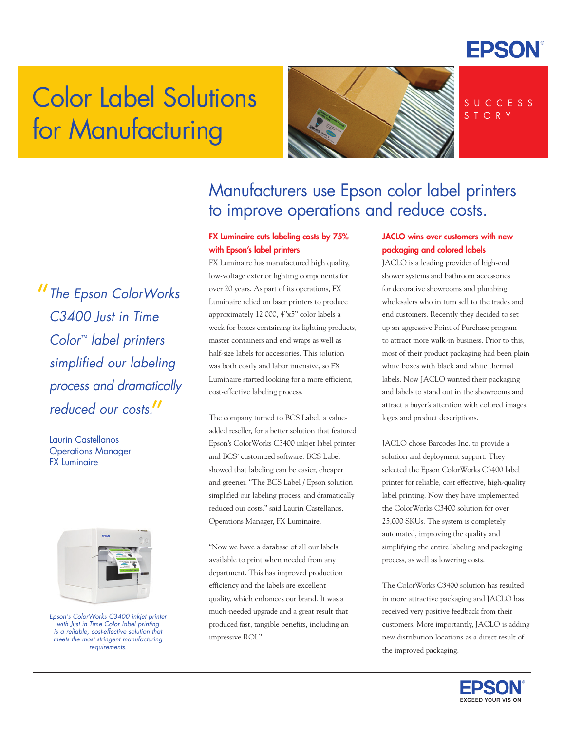# Color Label Solutions for Manufacturing

SUCCESS STORY

## Manufacturers use Epson color label printers to improve operations and reduce costs.

> *"The Epson ColorWorks C3400 Just in Time Color™ label printers simplified our labeling process and dramatically reduced our costs."*
>
> Laurin Castellanos
> Operations Manager
> FX Luminaire

### FX Luminaire cuts labeling costs by 75% with Epson's label printers

FX Luminaire has manufactured high quality, low-voltage exterior lighting components for over 20 years. As part of its operations, FX Luminaire relied on laser printers to produce approximately 12,000, 4"x5" color labels a week for boxes containing its lighting products, master containers and end wraps as well as half-size labels for accessories. This solution was both costly and labor intensive, so FX Luminaire started looking for a more efficient, cost-effective labeling process.

The company turned to BCS Label, a value-added reseller, for a better solution that featured Epson's ColorWorks C3400 inkjet label printer and BCS' customized software. BCS Label showed that labeling can be easier, cheaper and greener. "The BCS Label / Epson solution simplified our labeling process, and dramatically reduced our costs." said Laurin Castellanos, Operations Manager, FX Luminaire.

"Now we have a database of all our labels available to print when needed from any department. This has improved production efficiency and the labels are excellent quality, which enhances our brand. It was a much-needed upgrade and a great result that produced fast, tangible benefits, including an impressive ROI."

### JACLO wins over customers with new packaging and colored labels

JACLO is a leading provider of high-end shower systems and bathroom accessories for decorative showrooms and plumbing wholesalers who in turn sell to the trades and end customers. Recently they decided to set up an aggressive Point of Purchase program to attract more walk-in business. Prior to this, most of their product packaging had been plain white boxes with black and white thermal labels. Now JACLO wanted their packaging and labels to stand out in the showrooms and attract a buyer's attention with colored images, logos and product descriptions.

JACLO chose Barcodes Inc. to provide a solution and deployment support. They selected the Epson ColorWorks C3400 label printer for reliable, cost effective, high-quality label printing. Now they have implemented the ColorWorks C3400 solution for over 25,000 SKUs. The system is completely automated, improving the quality and simplifying the entire labeling and packaging process, as well as lowering costs.

The ColorWorks C3400 solution has resulted in more attractive packaging and JACLO has received very positive feedback from their customers. More importantly, JACLO is adding new distribution locations as a direct result of the improved packaging.

*Epson's ColorWorks C3400 inkjet printer with Just in Time Color label printing is a reliable, cost-effective solution that meets the most stringent manufacturing requirements.*

EPSON
EXCEED YOUR VISION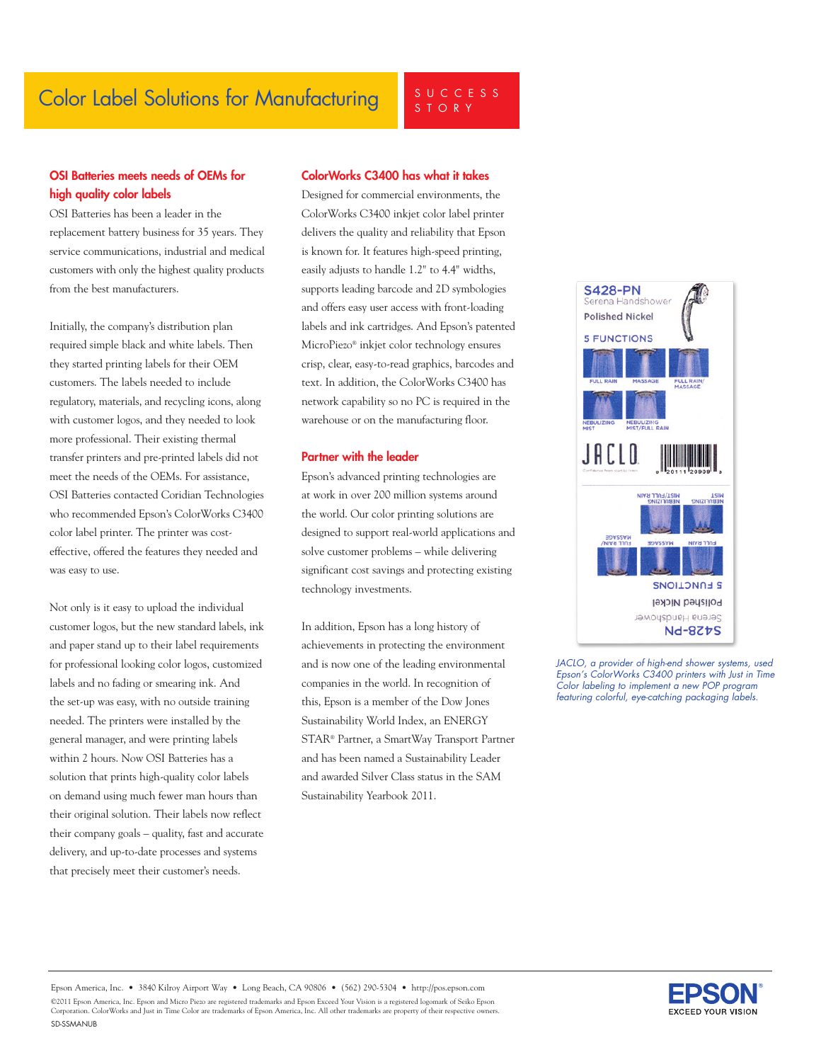# Color Label Solutions for Manufacturing

SUCCESS STORY

## OSI Batteries meets needs of OEMs for high quality color labels

OSI Batteries has been a leader in the replacement battery business for 35 years. They service communications, industrial and medical customers with only the highest quality products from the best manufacturers.

Initially, the company's distribution plan required simple black and white labels. Then they started printing labels for their OEM customers. The labels needed to include regulatory, materials, and recycling icons, along with customer logos, and they needed to look more professional. Their existing thermal transfer printers and pre-printed labels did not meet the needs of the OEMs. For assistance, OSI Batteries contacted Coridian Technologies who recommended Epson's ColorWorks C3400 color label printer. The printer was cost-effective, offered the features they needed and was easy to use.

Not only is it easy to upload the individual customer logos, but the new standard labels, ink and paper stand up to their label requirements for professional looking color logos, customized labels and no fading or smearing ink. And the set-up was easy, with no outside training needed. The printers were installed by the general manager, and were printing labels within 2 hours. Now OSI Batteries has a solution that prints high-quality color labels on demand using much fewer man hours than their original solution. Their labels now reflect their company goals – quality, fast and accurate delivery, and up-to-date processes and systems that precisely meet their customer's needs.

## ColorWorks C3400 has what it takes

Designed for commercial environments, the ColorWorks C3400 inkjet color label printer delivers the quality and reliability that Epson is known for. It features high-speed printing, easily adjusts to handle 1.2" to 4.4" widths, supports leading barcode and 2D symbologies and offers easy user access with front-loading labels and ink cartridges. And Epson's patented MicroPiezo® inkjet color technology ensures crisp, clear, easy-to-read graphics, barcodes and text. In addition, the ColorWorks C3400 has network capability so no PC is required in the warehouse or on the manufacturing floor.

## Partner with the leader

Epson's advanced printing technologies are at work in over 200 million systems around the world. Our color printing solutions are designed to support real-world applications and solve customer problems – while delivering significant cost savings and protecting existing technology investments.

In addition, Epson has a long history of achievements in protecting the environment and is now one of the leading environmental companies in the world. In recognition of this, Epson is a member of the Dow Jones Sustainability World Index, an ENERGY STAR® Partner, a SmartWay Transport Partner and has been named a Sustainability Leader and awarded Silver Class status in the SAM Sustainability Yearbook 2011.

*JACLO, a provider of high-end shower systems, used Epson's ColorWorks C3400 printers with Just in Time Color labeling to implement a new POP program featuring colorful, eye-catching packaging labels.*

Epson America, Inc. • 3840 Kilroy Airport Way • Long Beach, CA 90806 • (562) 290-5304 • http://pos.epson.com

©2011 Epson America, Inc. Epson and Micro Piezo are registered trademarks and Epson Exceed Your Vision is a registered logomark of Seiko Epson Corporation. ColorWorks and Just in Time Color are trademarks of Epson America, Inc. All other trademarks are property of their respective owners.

SD-SSMANUB